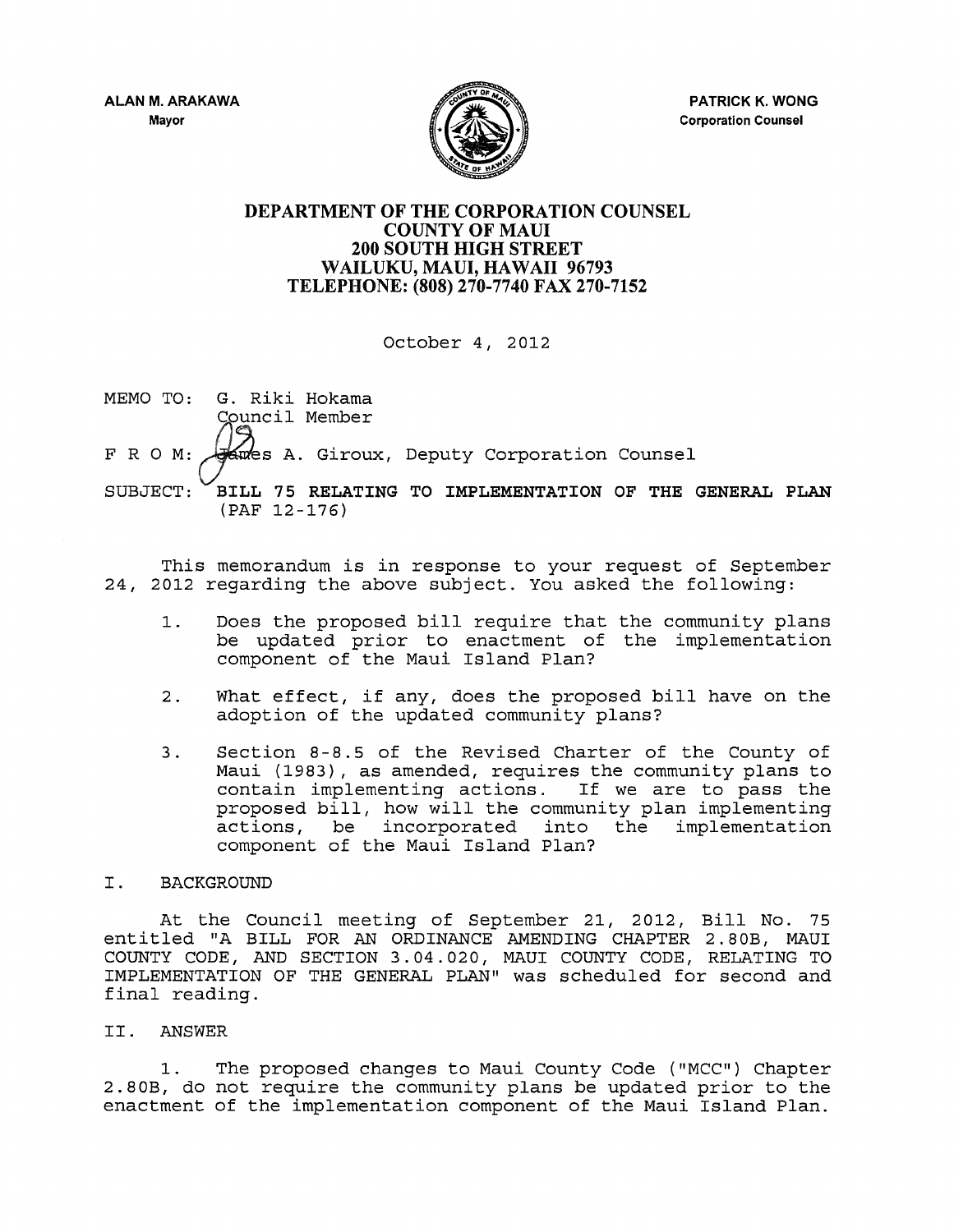ALAN M. ARAKAWA
Mayor

PATRICK K. WONG
Corporation Counsel

# DEPARTMENT OF THE CORPORATION COUNSEL
## COUNTY OF MAUI
## 200 SOUTH HIGH STREET
## WAILUKU, MAUI, HAWAII 96793
## TELEPHONE: (808) 270-7740 FAX 270-7152

October 4, 2012

MEMO TO: G. Riki Hokama
Council Member

F R O M: James A. Giroux, Deputy Corporation Counsel

SUBJECT: **BILL 75 RELATING TO IMPLEMENTATION OF THE GENERAL PLAN** (PAF 12-176)

This memorandum is in response to your request of September 24, 2012 regarding the above subject. You asked the following:

1. Does the proposed bill require that the community plans be updated prior to enactment of the implementation component of the Maui Island Plan?

2. What effect, if any, does the proposed bill have on the adoption of the updated community plans?

3. Section 8-8.5 of the Revised Charter of the County of Maui (1983), as amended, requires the community plans to contain implementing actions. If we are to pass the proposed bill, how will the community plan implementing actions, be incorporated into the implementation component of the Maui Island Plan?

## I. BACKGROUND

At the Council meeting of September 21, 2012, Bill No. 75 entitled "A BILL FOR AN ORDINANCE AMENDING CHAPTER 2.80B, MAUI COUNTY CODE, AND SECTION 3.04.020, MAUI COUNTY CODE, RELATING TO IMPLEMENTATION OF THE GENERAL PLAN" was scheduled for second and final reading.

## II. ANSWER

1. The proposed changes to Maui County Code ("MCC") Chapter 2.80B, do not require the community plans be updated prior to the enactment of the implementation component of the Maui Island Plan.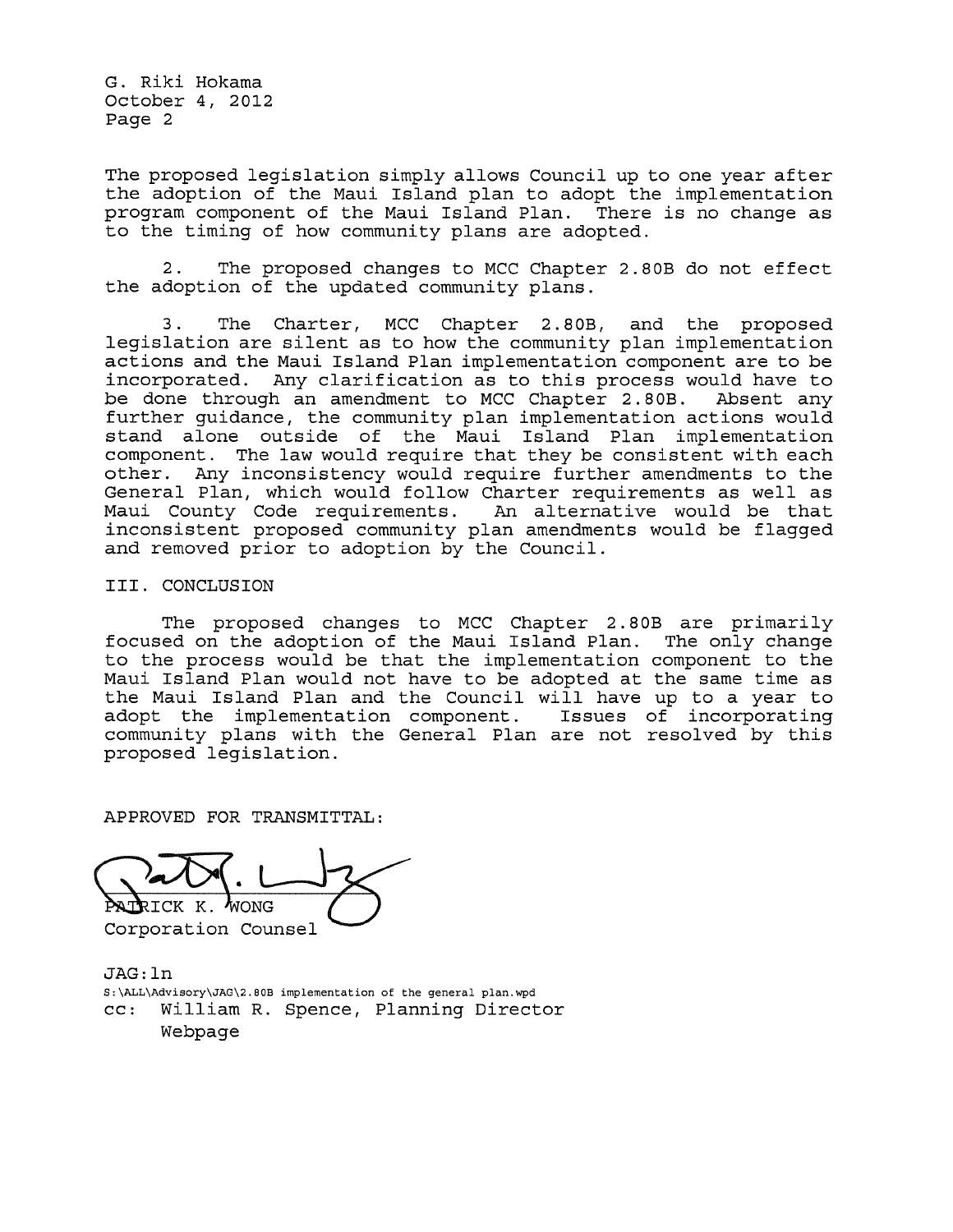The proposed legislation simply allows Council up to one year after the adoption of the Maui Island plan to adopt the implementation program component of the Maui Island Plan. There is no change as to the timing of how community plans are adopted.

2. The proposed changes to MCC Chapter 2.80B do not effect the adoption of the updated community plans.

3. The Charter, MCC Chapter 2.80B, and the proposed legislation are silent as to how the community plan implementation actions and the Maui Island Plan implementation component are to be incorporated. Any clarification as to this process would have to be done through an amendment to MCC Chapter 2.80B. Absent any further guidance, the community plan implementation actions would stand alone outside of the Maui Island Plan implementation component. The law would require that they be consistent with each other. Any inconsistency would require further amendments to the General Plan, which would follow Charter requirements as well as Maui County Code requirements. An alternative would be that inconsistent proposed community plan amendments would be flagged and removed prior to adoption by the Council.

## III. CONCLUSION

The proposed changes to MCC Chapter 2.80B are primarily focused on the adoption of the Maui Island Plan. The only change to the process would be that the implementation component to the Maui Island Plan would not have to be adopted at the same time as the Maui Island Plan and the Council will have up to a year to adopt the implementation component. Issues of incorporating community plans with the General Plan are not resolved by this proposed legislation.

APPROVED FOR TRANSMITTAL:

PATRICK K. WONG
Corporation Counsel

JAG:ln
S:\ALL\Advisory\JAG\2.80B implementation of the general plan.wpd
cc: William R. Spence, Planning Director
Webpage